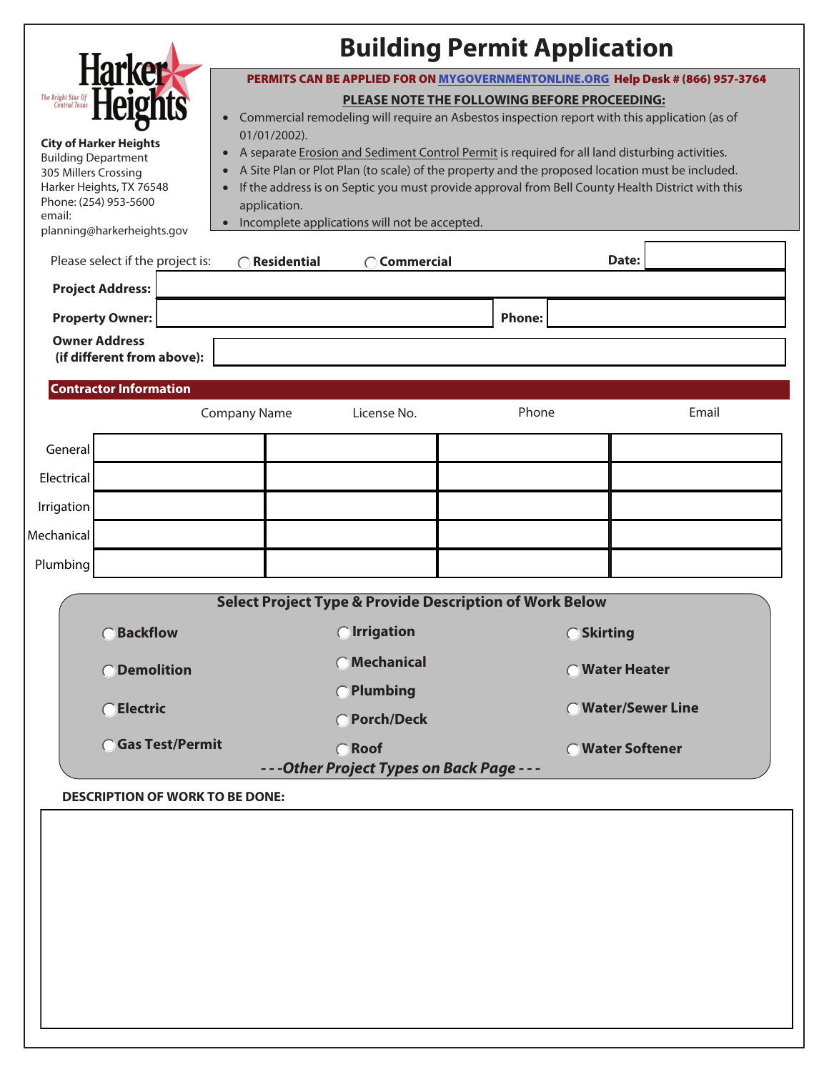# Building Permit Application

**City of Harker Heights**
Building Department
305 Millers Crossing
Harker Heights, TX 76548
Phone: (254) 953-5600
email:
planning@harkerheights.gov

**PERMITS CAN BE APPLIED FOR ON MYGOVERNMENTONLINE.ORG Help Desk # (866) 957-3764**

**PLEASE NOTE THE FOLLOWING BEFORE PROCEEDING:**

- Commercial remodeling will require an Asbestos inspection report with this application (as of 01/01/2002).
- A separate Erosion and Sediment Control Permit is required for all land disturbing activities.
- A Site Plan or Plot Plan (to scale) of the property and the proposed location must be included.
- If the address is on Septic you must provide approval from Bell County Health District with this application.
- Incomplete applications will not be accepted.

Please select if the project is: ◯ **Residential** ◯ **Commercial** **Date:** ____________

**Project Address:** ____________

**Property Owner:** ____________ **Phone:** ____________

**Owner Address (if different from above):** ____________

## Contractor Information

| | Company Name | License No. | Phone | Email |
|---|---|---|---|---|
| General | | | | |
| Electrical | | | | |
| Irrigation | | | | |
| Mechanical | | | | |
| Plumbing | | | | |

## Select Project Type & Provide Description of Work Below

- ◯ **Backflow**
- ◯ **Demolition**
- ◯ **Electric**
- ◯ **Gas Test/Permit**
- ◯ **Irrigation**
- ◯ **Mechanical**
- ◯ **Plumbing**
- ◯ **Porch/Deck**
- ◯ **Roof**
- ◯ **Skirting**
- ◯ **Water Heater**
- ◯ **Water/Sewer Line**
- ◯ **Water Softener**

***- - -Other Project Types on Back Page - - -***

**DESCRIPTION OF WORK TO BE DONE:**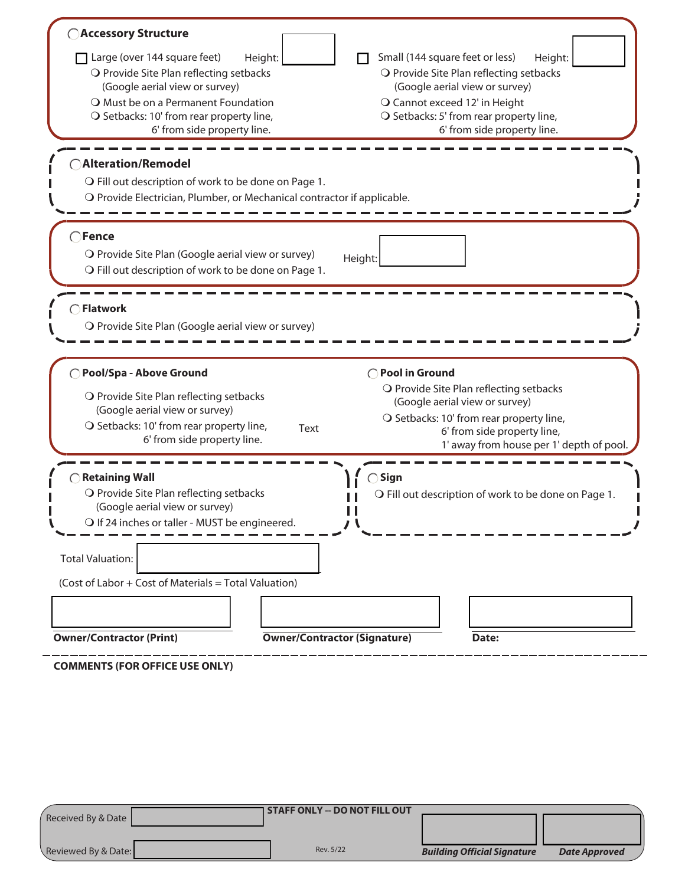### ◯ Accessory Structure

☐ Large (over 144 square feet) Height: ______

- ❍ Provide Site Plan reflecting setbacks (Google aerial view or survey)
- ❍ Must be on a Permanent Foundation
- ❍ Setbacks: 10' from rear property line, 6' from side property line.

☐ Small (144 square feet or less) Height: ______

- ❍ Provide Site Plan reflecting setbacks (Google aerial view or survey)
- ❍ Cannot exceed 12' in Height
- ❍ Setbacks: 5' from rear property line, 6' from side property line.

### ◯ Alteration/Remodel

- ❍ Fill out description of work to be done on Page 1.
- ❍ Provide Electrician, Plumber, or Mechanical contractor if applicable.

### ◯ Fence

- ❍ Provide Site Plan (Google aerial view or survey)
- ❍ Fill out description of work to be done on Page 1.

Height: ______

### ◯ Flatwork

- ❍ Provide Site Plan (Google aerial view or survey)

### ◯ Pool/Spa - Above Ground

- ❍ Provide Site Plan reflecting setbacks (Google aerial view or survey)
- ❍ Setbacks: 10' from rear property line, 6' from side property line.

Text

### ◯ Pool in Ground

- ❍ Provide Site Plan reflecting setbacks (Google aerial view or survey)
- ❍ Setbacks: 10' from rear property line, 6' from side property line, 1' away from house per 1' depth of pool.

### ◯ Retaining Wall

- ❍ Provide Site Plan reflecting setbacks (Google aerial view or survey)
- ❍ If 24 inches or taller - MUST be engineered.

### ◯ Sign

- ❍ Fill out description of work to be done on Page 1.

Total Valuation: ______

(Cost of Labor + Cost of Materials = Total Valuation)

| | | |
|---|---|---|
| **Owner/Contractor (Print)** | **Owner/Contractor (Signature)** | **Date:** |

**COMMENTS (FOR OFFICE USE ONLY)**

**STAFF ONLY -- DO NOT FILL OUT**

Received By & Date ______

Reviewed By & Date: ______

Rev. 5/22

| | |
|---|---|
| ***Building Official Signature*** | ***Date Approved*** |